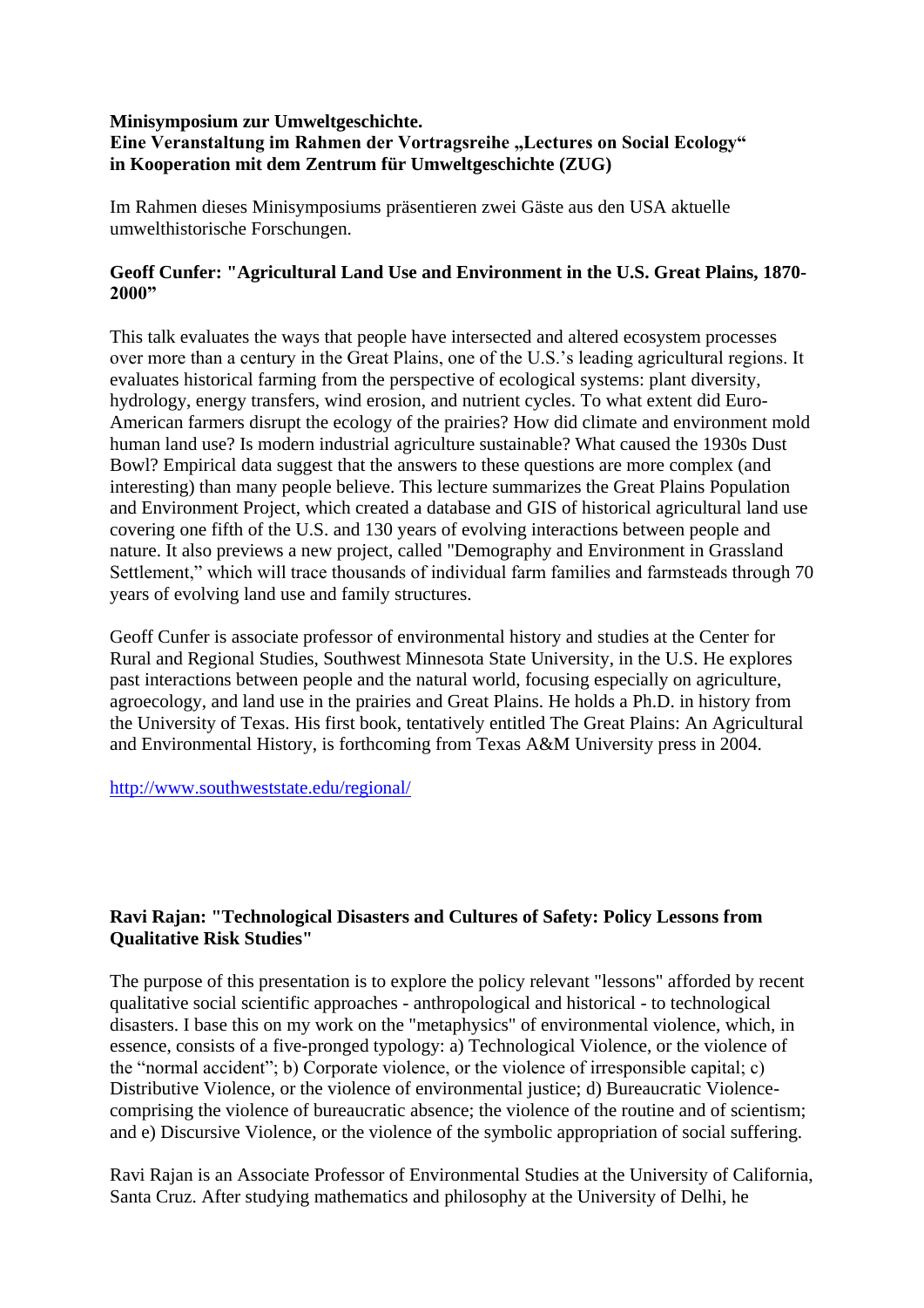**Minisymposium zur Umweltgeschichte.**
**Eine Veranstaltung im Rahmen der Vortragsreihe „Lectures on Social Ecology“ in Kooperation mit dem Zentrum für Umweltgeschichte (ZUG)**

Im Rahmen dieses Minisymposiums präsentieren zwei Gäste aus den USA aktuelle umwelthistorische Forschungen.

### Geoff Cunfer: "Agricultural Land Use and Environment in the U.S. Great Plains, 1870-2000”

This talk evaluates the ways that people have intersected and altered ecosystem processes over more than a century in the Great Plains, one of the U.S.’s leading agricultural regions. It evaluates historical farming from the perspective of ecological systems: plant diversity, hydrology, energy transfers, wind erosion, and nutrient cycles. To what extent did Euro-American farmers disrupt the ecology of the prairies? How did climate and environment mold human land use? Is modern industrial agriculture sustainable? What caused the 1930s Dust Bowl? Empirical data suggest that the answers to these questions are more complex (and interesting) than many people believe. This lecture summarizes the Great Plains Population and Environment Project, which created a database and GIS of historical agricultural land use covering one fifth of the U.S. and 130 years of evolving interactions between people and nature. It also previews a new project, called "Demography and Environment in Grassland Settlement,” which will trace thousands of individual farm families and farmsteads through 70 years of evolving land use and family structures.

Geoff Cunfer is associate professor of environmental history and studies at the Center for Rural and Regional Studies, Southwest Minnesota State University, in the U.S. He explores past interactions between people and the natural world, focusing especially on agriculture, agroecology, and land use in the prairies and Great Plains. He holds a Ph.D. in history from the University of Texas. His first book, tentatively entitled The Great Plains: An Agricultural and Environmental History, is forthcoming from Texas A&M University press in 2004.

http://www.southweststate.edu/regional/

### Ravi Rajan: "Technological Disasters and Cultures of Safety: Policy Lessons from Qualitative Risk Studies"

The purpose of this presentation is to explore the policy relevant "lessons" afforded by recent qualitative social scientific approaches - anthropological and historical - to technological disasters. I base this on my work on the "metaphysics" of environmental violence, which, in essence, consists of a five-pronged typology: a) Technological Violence, or the violence of the “normal accident”; b) Corporate violence, or the violence of irresponsible capital; c) Distributive Violence, or the violence of environmental justice; d) Bureaucratic Violence-comprising the violence of bureaucratic absence; the violence of the routine and of scientism; and e) Discursive Violence, or the violence of the symbolic appropriation of social suffering.

Ravi Rajan is an Associate Professor of Environmental Studies at the University of California, Santa Cruz. After studying mathematics and philosophy at the University of Delhi, he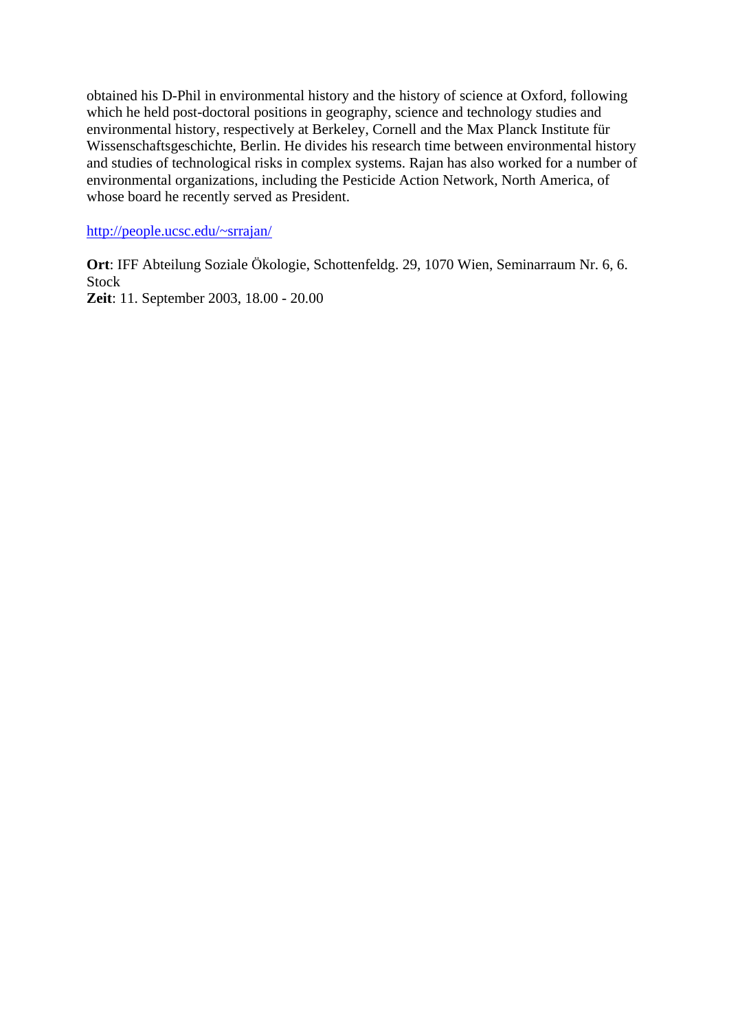obtained his D-Phil in environmental history and the history of science at Oxford, following which he held post-doctoral positions in geography, science and technology studies and environmental history, respectively at Berkeley, Cornell and the Max Planck Institute für Wissenschaftsgeschichte, Berlin. He divides his research time between environmental history and studies of technological risks in complex systems. Rajan has also worked for a number of environmental organizations, including the Pesticide Action Network, North America, of whose board he recently served as President.

http://people.ucsc.edu/~srrajan/

**Ort**: IFF Abteilung Soziale Ökologie, Schottenfeldg. 29, 1070 Wien, Seminarraum Nr. 6, 6. Stock
**Zeit**: 11. September 2003, 18.00 - 20.00